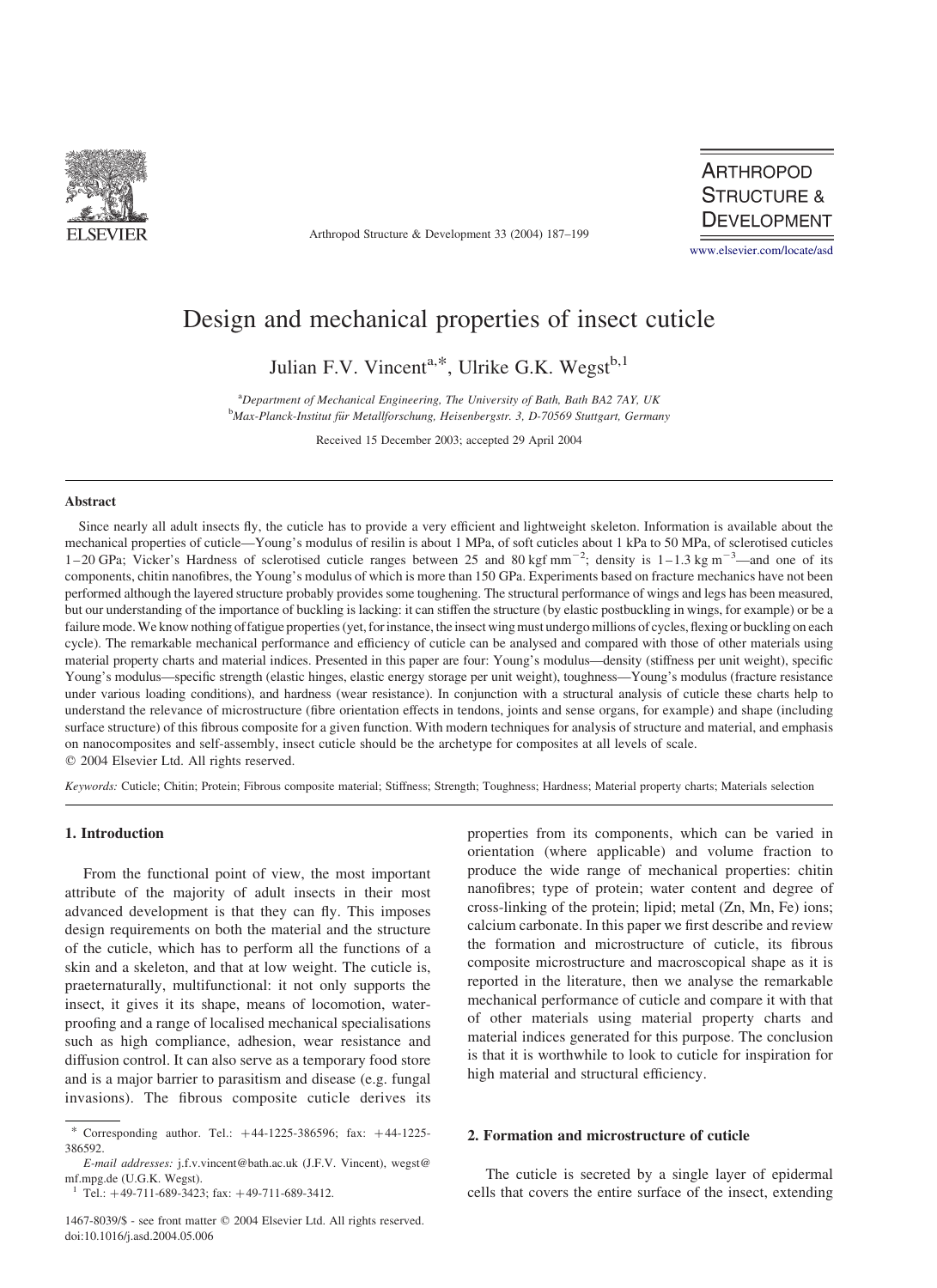# Design and mechanical properties of insect cuticle

Julian F.V. Vincent[a,*], Ulrike G.K. Wegst[b,1]

[a]Department of Mechanical Engineering, The University of Bath, Bath BA2 7AY, UK
[b]Max-Planck-Institut für Metallforschung, Heisenbergstr. 3, D-70569 Stuttgart, Germany

Received 15 December 2003; accepted 29 April 2004

## Abstract

Since nearly all adult insects fly, the cuticle has to provide a very efficient and lightweight skeleton. Information is available about the mechanical properties of cuticle—Young's modulus of resilin is about 1 MPa, of soft cuticles about 1 kPa to 50 MPa, of sclerotised cuticles 1–20 GPa; Vicker's Hardness of sclerotised cuticle ranges between 25 and 80 $kgf\ mm^{-2}$; density is 1–1.3 $kg\ m^{-3}$—and one of its components, chitin nanofibres, the Young's modulus of which is more than 150 GPa. Experiments based on fracture mechanics have not been performed although the layered structure probably provides some toughening. The structural performance of wings and legs has been measured, but our understanding of the importance of buckling is lacking: it can stiffen the structure (by elastic postbuckling in wings, for example) or be a failure mode. We know nothing of fatigue properties (yet, for instance, the insect wing must undergo millions of cycles, flexing or buckling on each cycle). The remarkable mechanical performance and efficiency of cuticle can be analysed and compared with those of other materials using material property charts and material indices. Presented in this paper are four: Young's modulus—density (stiffness per unit weight), specific Young's modulus—specific strength (elastic hinges, elastic energy storage per unit weight), toughness—Young's modulus (fracture resistance under various loading conditions), and hardness (wear resistance). In conjunction with a structural analysis of cuticle these charts help to understand the relevance of microstructure (fibre orientation effects in tendons, joints and sense organs, for example) and shape (including surface structure) of this fibrous composite for a given function. With modern techniques for analysis of structure and material, and emphasis on nanocomposites and self-assembly, insect cuticle should be the archetype for composites at all levels of scale.

© 2004 Elsevier Ltd. All rights reserved.

*Keywords:* Cuticle; Chitin; Protein; Fibrous composite material; Stiffness; Strength; Toughness; Hardness; Material property charts; Materials selection

## 1. Introduction

From the functional point of view, the most important attribute of the majority of adult insects in their most advanced development is that they can fly. This imposes design requirements on both the material and the structure of the cuticle, which has to perform all the functions of a skin and a skeleton, and that at low weight. The cuticle is, praeternaturally, multifunctional: it not only supports the insect, it gives it its shape, means of locomotion, waterproofing and a range of localised mechanical specialisations such as high compliance, adhesion, wear resistance and diffusion control. It can also serve as a temporary food store and is a major barrier to parasitism and disease (e.g. fungal invasions). The fibrous composite cuticle derives its properties from its components, which can be varied in orientation (where applicable) and volume fraction to produce the wide range of mechanical properties: chitin nanofibres; type of protein; water content and degree of cross-linking of the protein; lipid; metal (Zn, Mn, Fe) ions; calcium carbonate. In this paper we first describe and review the formation and microstructure of cuticle, its fibrous composite microstructure and macroscopical shape as it is reported in the literature, then we analyse the remarkable mechanical performance of cuticle and compare it with that of other materials using material property charts and material indices generated for this purpose. The conclusion is that it is worthwhile to look to cuticle for inspiration for high material and structural efficiency.

## 2. Formation and microstructure of cuticle

The cuticle is secreted by a single layer of epidermal cells that covers the entire surface of the insect, extending

---

\* Corresponding author. Tel.: +44-1225-386596; fax: +44-1225-386592.

*E-mail addresses:* j.f.v.vincent@bath.ac.uk (J.F.V. Vincent), wegst@mf.mpg.de (U.G.K. Wegst).

[1] Tel.: +49-711-689-3423; fax: +49-711-689-3412.

1467-8039/$ - see front matter © 2004 Elsevier Ltd. All rights reserved.
doi:10.1016/j.asd.2004.05.006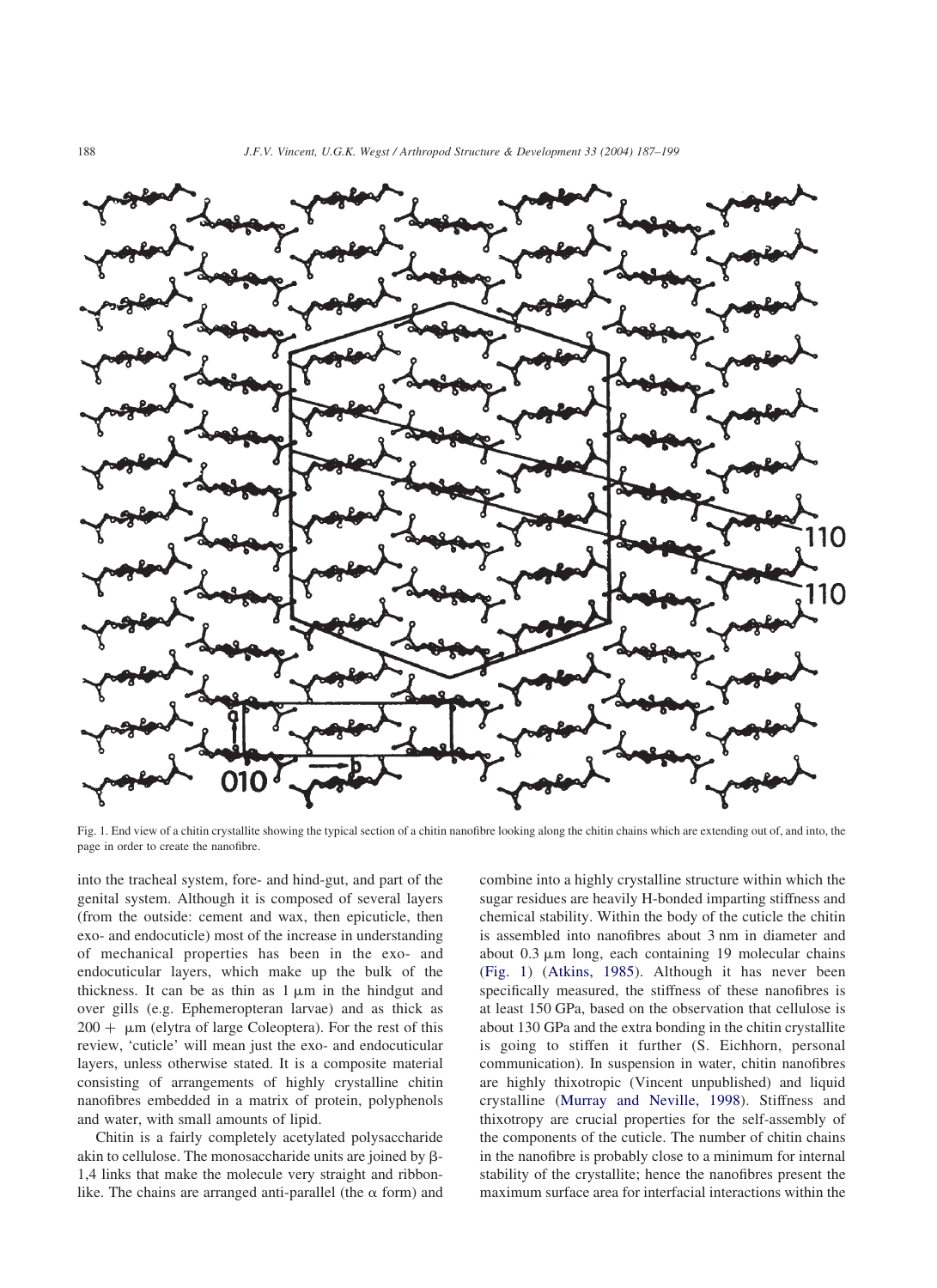Fig. 1. End view of a chitin crystallite showing the typical section of a chitin nanofibre looking along the chitin chains which are extending out of, and into, the page in order to create the nanofibre.

into the tracheal system, fore- and hind-gut, and part of the genital system. Although it is composed of several layers (from the outside: cement and wax, then epicuticle, then exo- and endocuticle) most of the increase in understanding of mechanical properties has been in the exo- and endocuticular layers, which make up the bulk of the thickness. It can be as thin as 1 μm in the hindgut and over gills (e.g. Ephemeropteran larvae) and as thick as 200 + μm (elytra of large Coleoptera). For the rest of this review, 'cuticle' will mean just the exo- and endocuticular layers, unless otherwise stated. It is a composite material consisting of arrangements of highly crystalline chitin nanofibres embedded in a matrix of protein, polyphenols and water, with small amounts of lipid.

Chitin is a fairly completely acetylated polysaccharide akin to cellulose. The monosaccharide units are joined by β-1,4 links that make the molecule very straight and ribbon-like. The chains are arranged anti-parallel (the α form) and combine into a highly crystalline structure within which the sugar residues are heavily H-bonded imparting stiffness and chemical stability. Within the body of the cuticle the chitin is assembled into nanofibres about 3 nm in diameter and about 0.3 μm long, each containing 19 molecular chains (Fig. 1) (Atkins, 1985). Although it has never been specifically measured, the stiffness of these nanofibres is at least 150 GPa, based on the observation that cellulose is about 130 GPa and the extra bonding in the chitin crystallite is going to stiffen it further (S. Eichhorn, personal communication). In suspension in water, chitin nanofibres are highly thixotropic (Vincent unpublished) and liquid crystalline (Murray and Neville, 1998). Stiffness and thixotropy are crucial properties for the self-assembly of the components of the cuticle. The number of chitin chains in the nanofibre is probably close to a minimum for internal stability of the crystallite; hence the nanofibres present the maximum surface area for interfacial interactions within the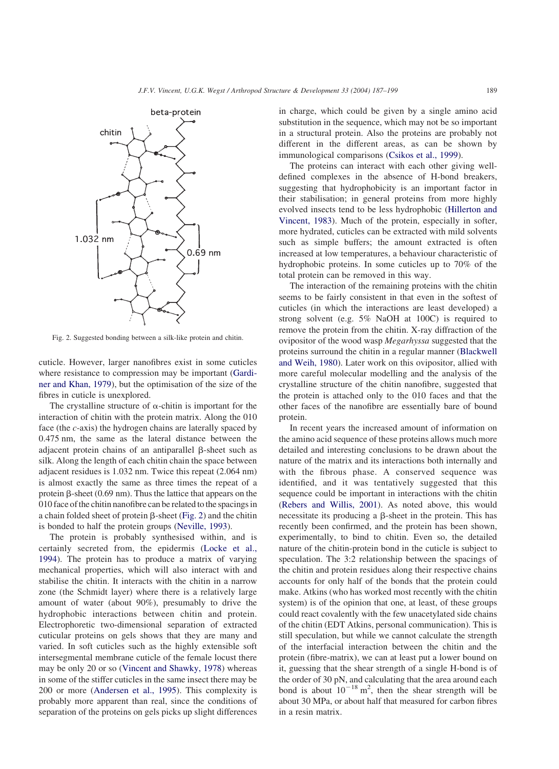Fig. 2. Suggested bonding between a silk-like protein and chitin.

cuticle. However, larger nanofibres exist in some cuticles where resistance to compression may be important (Gardiner and Khan, 1979), but the optimisation of the size of the fibres in cuticle is unexplored.

The crystalline structure of α-chitin is important for the interaction of chitin with the protein matrix. Along the 010 face (the *c*-axis) the hydrogen chains are laterally spaced by 0.475 nm, the same as the lateral distance between the adjacent protein chains of an antiparallel β-sheet such as silk. Along the length of each chitin chain the space between adjacent residues is 1.032 nm. Twice this repeat (2.064 nm) is almost exactly the same as three times the repeat of a protein β-sheet (0.69 nm). Thus the lattice that appears on the 010 face of the chitin nanofibre can be related to the spacings in a chain folded sheet of protein β-sheet (Fig. 2) and the chitin is bonded to half the protein groups (Neville, 1993).

The protein is probably synthesised within, and is certainly secreted from, the epidermis (Locke et al., 1994). The protein has to produce a matrix of varying mechanical properties, which will also interact with and stabilise the chitin. It interacts with the chitin in a narrow zone (the Schmidt layer) where there is a relatively large amount of water (about 90%), presumably to drive the hydrophobic interactions between chitin and protein. Electrophoretic two-dimensional separation of extracted cuticular proteins on gels shows that they are many and varied. In soft cuticles such as the highly extensible soft intersegmental membrane cuticle of the female locust there may be only 20 or so (Vincent and Shawky, 1978) whereas in some of the stiffer cuticles in the same insect there may be 200 or more (Andersen et al., 1995). This complexity is probably more apparent than real, since the conditions of separation of the proteins on gels picks up slight differences in charge, which could be given by a single amino acid substitution in the sequence, which may not be so important in a structural protein. Also the proteins are probably not different in the different areas, as can be shown by immunological comparisons (Csikos et al., 1999).

The proteins can interact with each other giving well-defined complexes in the absence of H-bond breakers, suggesting that hydrophobicity is an important factor in their stabilisation; in general proteins from more highly evolved insects tend to be less hydrophobic (Hillerton and Vincent, 1983). Much of the protein, especially in softer, more hydrated, cuticles can be extracted with mild solvents such as simple buffers; the amount extracted is often increased at low temperatures, a behaviour characteristic of hydrophobic proteins. In some cuticles up to 70% of the total protein can be removed in this way.

The interaction of the remaining proteins with the chitin seems to be fairly consistent in that even in the softest of cuticles (in which the interactions are least developed) a strong solvent (e.g. 5% NaOH at 100C) is required to remove the protein from the chitin. X-ray diffraction of the ovipositor of the wood wasp *Megarhyssa* suggested that the proteins surround the chitin in a regular manner (Blackwell and Weih, 1980). Later work on this ovipositor, allied with more careful molecular modelling and the analysis of the crystalline structure of the chitin nanofibre, suggested that the protein is attached only to the 010 faces and that the other faces of the nanofibre are essentially bare of bound protein.

In recent years the increased amount of information on the amino acid sequence of these proteins allows much more detailed and interesting conclusions to be drawn about the nature of the matrix and its interactions both internally and with the fibrous phase. A conserved sequence was identified, and it was tentatively suggested that this sequence could be important in interactions with the chitin (Rebers and Willis, 2001). As noted above, this would necessitate its producing a β-sheet in the protein. This has recently been confirmed, and the protein has been shown, experimentally, to bind to chitin. Even so, the detailed nature of the chitin-protein bond in the cuticle is subject to speculation. The 3:2 relationship between the spacings of the chitin and protein residues along their respective chains accounts for only half of the bonds that the protein could make. Atkins (who has worked most recently with the chitin system) is of the opinion that one, at least, of these groups could react covalently with the few unacetylated side chains of the chitin (EDT Atkins, personal communication). This is still speculation, but while we cannot calculate the strength of the interfacial interaction between the chitin and the protein (fibre-matrix), we can at least put a lower bound on it, guessing that the shear strength of a single H-bond is of the order of 30 pN, and calculating that the area around each bond is about $10^{-18}$ $m^2$, then the shear strength will be about 30 MPa, or about half that measured for carbon fibres in a resin matrix.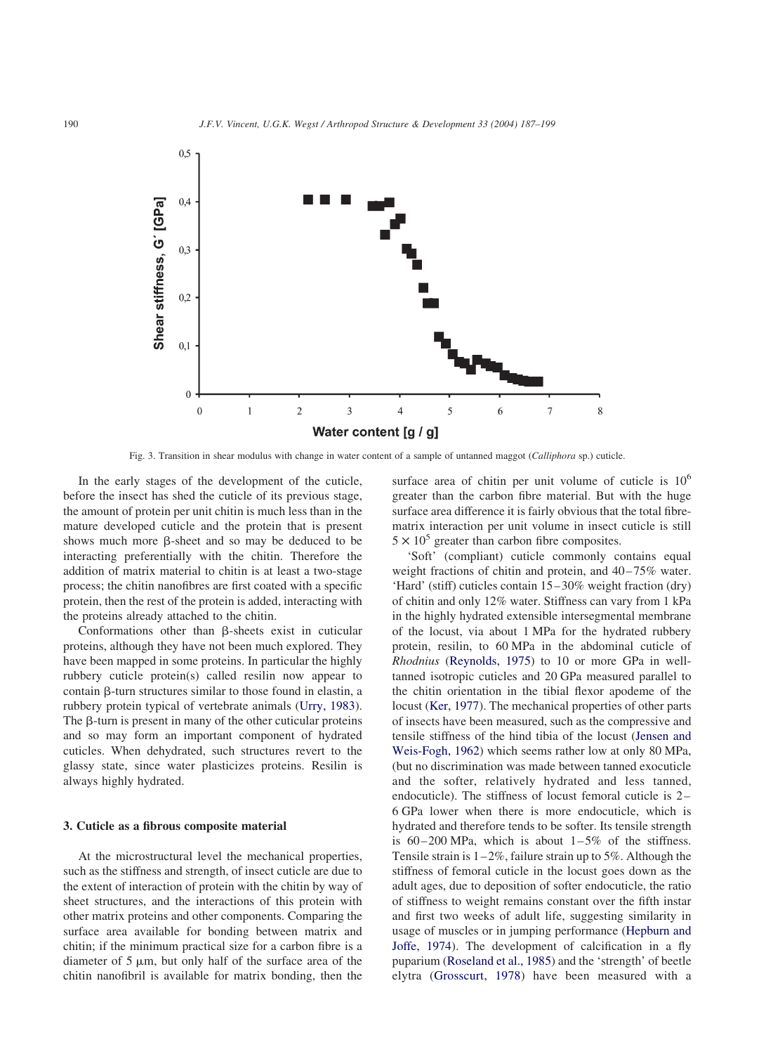Fig. 3. Transition in shear modulus with change in water content of a sample of untanned maggot (*Calliphora* sp.) cuticle.

In the early stages of the development of the cuticle, before the insect has shed the cuticle of its previous stage, the amount of protein per unit chitin is much less than in the mature developed cuticle and the protein that is present shows much more β-sheet and so may be deduced to be interacting preferentially with the chitin. Therefore the addition of matrix material to chitin is at least a two-stage process; the chitin nanofibres are first coated with a specific protein, then the rest of the protein is added, interacting with the proteins already attached to the chitin.

Conformations other than β-sheets exist in cuticular proteins, although they have not been much explored. They have been mapped in some proteins. In particular the highly rubbery cuticle protein(s) called resilin now appear to contain β-turn structures similar to those found in elastin, a rubbery protein typical of vertebrate animals (Urry, 1983). The β-turn is present in many of the other cuticular proteins and so may form an important component of hydrated cuticles. When dehydrated, such structures revert to the glassy state, since water plasticizes proteins. Resilin is always highly hydrated.

## 3. Cuticle as a fibrous composite material

At the microstructural level the mechanical properties, such as the stiffness and strength, of insect cuticle are due to the extent of interaction of protein with the chitin by way of sheet structures, and the interactions of this protein with other matrix proteins and other components. Comparing the surface area available for bonding between matrix and chitin; if the minimum practical size for a carbon fibre is a diameter of 5 μm, but only half of the surface area of the chitin nanofibril is available for matrix bonding, then the surface area of chitin per unit volume of cuticle is $10^6$ greater than the carbon fibre material. But with the huge surface area difference it is fairly obvious that the total fibre-matrix interaction per unit volume in insect cuticle is still $5 \times 10^5$ greater than carbon fibre composites.

'Soft' (compliant) cuticle commonly contains equal weight fractions of chitin and protein, and 40–75% water. 'Hard' (stiff) cuticles contain 15–30% weight fraction (dry) of chitin and only 12% water. Stiffness can vary from 1 kPa in the highly hydrated extensible intersegmental membrane of the locust, via about 1 MPa for the hydrated rubbery protein, resilin, to 60 MPa in the abdominal cuticle of *Rhodnius* (Reynolds, 1975) to 10 or more GPa in well-tanned isotropic cuticles and 20 GPa measured parallel to the chitin orientation in the tibial flexor apodeme of the locust (Ker, 1977). The mechanical properties of other parts of insects have been measured, such as the compressive and tensile stiffness of the hind tibia of the locust (Jensen and Weis-Fogh, 1962) which seems rather low at only 80 MPa, (but no discrimination was made between tanned exocuticle and the softer, relatively hydrated and less tanned, endocuticle). The stiffness of locust femoral cuticle is 2–6 GPa lower when there is more endocuticle, which is hydrated and therefore tends to be softer. Its tensile strength is 60–200 MPa, which is about 1–5% of the stiffness. Tensile strain is 1–2%, failure strain up to 5%. Although the stiffness of femoral cuticle in the locust goes down as the adult ages, due to deposition of softer endocuticle, the ratio of stiffness to weight remains constant over the fifth instar and first two weeks of adult life, suggesting similarity in usage of muscles or in jumping performance (Hepburn and Joffe, 1974). The development of calcification in a fly puparium (Roseland et al., 1985) and the 'strength' of beetle elytra (Grosscurt, 1978) have been measured with a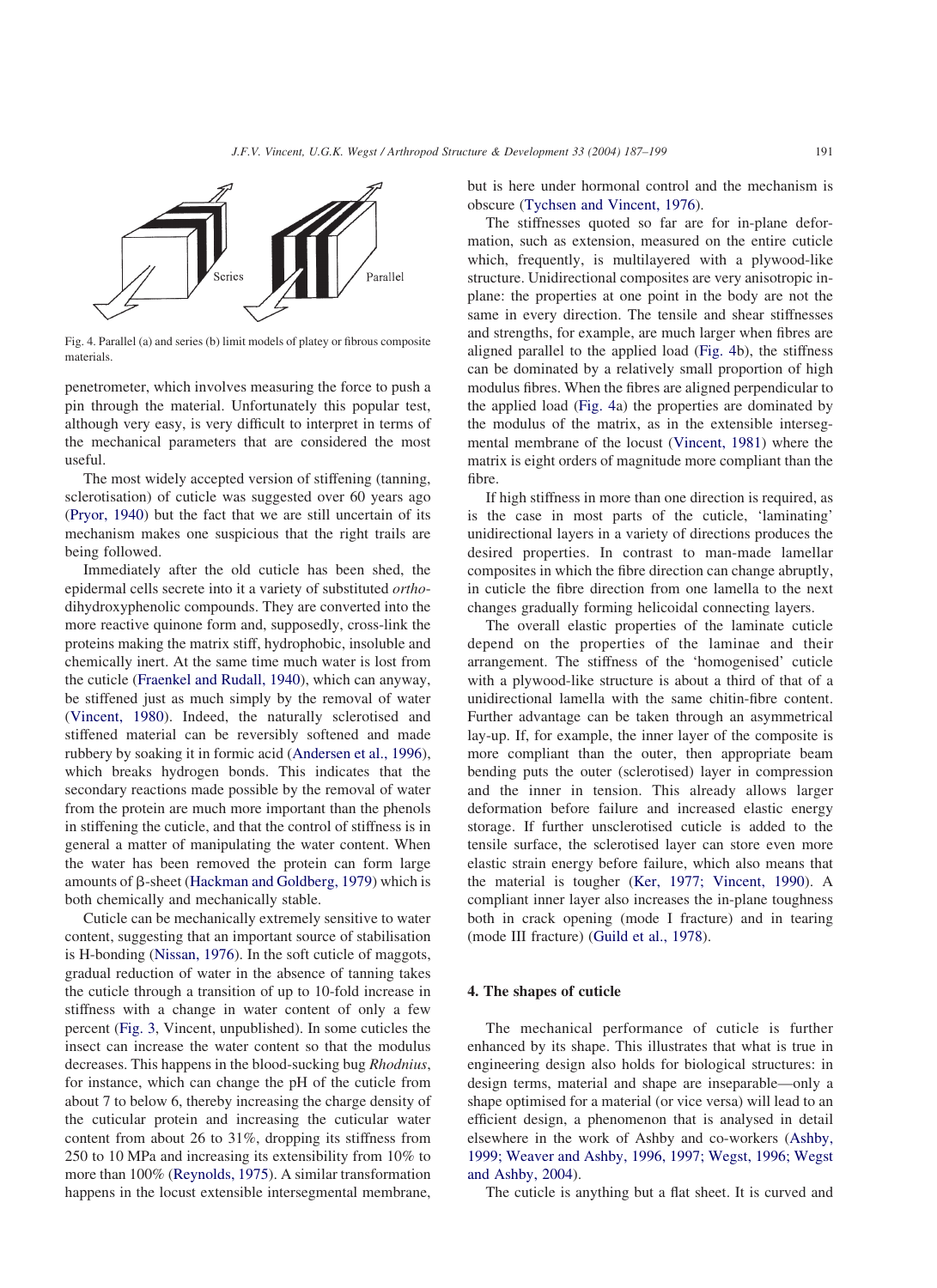Fig. 4. Parallel (a) and series (b) limit models of platey or fibrous composite materials.

penetrometer, which involves measuring the force to push a pin through the material. Unfortunately this popular test, although very easy, is very difficult to interpret in terms of the mechanical parameters that are considered the most useful.

The most widely accepted version of stiffening (tanning, sclerotisation) of cuticle was suggested over 60 years ago (Pryor, 1940) but the fact that we are still uncertain of its mechanism makes one suspicious that the right trails are being followed.

Immediately after the old cuticle has been shed, the epidermal cells secrete into it a variety of substituted *ortho*-dihydroxyphenolic compounds. They are converted into the more reactive quinone form and, supposedly, cross-link the proteins making the matrix stiff, hydrophobic, insoluble and chemically inert. At the same time much water is lost from the cuticle (Fraenkel and Rudall, 1940), which can anyway, be stiffened just as much simply by the removal of water (Vincent, 1980). Indeed, the naturally sclerotised and stiffened material can be reversibly softened and made rubbery by soaking it in formic acid (Andersen et al., 1996), which breaks hydrogen bonds. This indicates that the secondary reactions made possible by the removal of water from the protein are much more important than the phenols in stiffening the cuticle, and that the control of stiffness is in general a matter of manipulating the water content. When the water has been removed the protein can form large amounts of β-sheet (Hackman and Goldberg, 1979) which is both chemically and mechanically stable.

Cuticle can be mechanically extremely sensitive to water content, suggesting that an important source of stabilisation is H-bonding (Nissan, 1976). In the soft cuticle of maggots, gradual reduction of water in the absence of tanning takes the cuticle through a transition of up to 10-fold increase in stiffness with a change in water content of only a few percent (Fig. 3, Vincent, unpublished). In some cuticles the insect can increase the water content so that the modulus decreases. This happens in the blood-sucking bug *Rhodnius*, for instance, which can change the pH of the cuticle from about 7 to below 6, thereby increasing the charge density of the cuticular protein and increasing the cuticular water content from about 26 to 31%, dropping its stiffness from 250 to 10 MPa and increasing its extensibility from 10% to more than 100% (Reynolds, 1975). A similar transformation happens in the locust extensible intersegmental membrane, but is here under hormonal control and the mechanism is obscure (Tychsen and Vincent, 1976).

The stiffnesses quoted so far are for in-plane deformation, such as extension, measured on the entire cuticle which, frequently, is multilayered with a plywood-like structure. Unidirectional composites are very anisotropic in-plane: the properties at one point in the body are not the same in every direction. The tensile and shear stiffnesses and strengths, for example, are much larger when fibres are aligned parallel to the applied load (Fig. 4b), the stiffness can be dominated by a relatively small proportion of high modulus fibres. When the fibres are aligned perpendicular to the applied load (Fig. 4a) the properties are dominated by the modulus of the matrix, as in the extensible intersegmental membrane of the locust (Vincent, 1981) where the matrix is eight orders of magnitude more compliant than the fibre.

If high stiffness in more than one direction is required, as is the case in most parts of the cuticle, 'laminating' unidirectional layers in a variety of directions produces the desired properties. In contrast to man-made lamellar composites in which the fibre direction can change abruptly, in cuticle the fibre direction from one lamella to the next changes gradually forming helicoidal connecting layers.

The overall elastic properties of the laminate cuticle depend on the properties of the laminae and their arrangement. The stiffness of the 'homogenised' cuticle with a plywood-like structure is about a third of that of a unidirectional lamella with the same chitin-fibre content. Further advantage can be taken through an asymmetrical lay-up. If, for example, the inner layer of the composite is more compliant than the outer, then appropriate beam bending puts the outer (sclerotised) layer in compression and the inner in tension. This already allows larger deformation before failure and increased elastic energy storage. If further unsclerotised cuticle is added to the tensile surface, the sclerotised layer can store even more elastic strain energy before failure, which also means that the material is tougher (Ker, 1977; Vincent, 1990). A compliant inner layer also increases the in-plane toughness both in crack opening (mode I fracture) and in tearing (mode III fracture) (Guild et al., 1978).

## 4. The shapes of cuticle

The mechanical performance of cuticle is further enhanced by its shape. This illustrates that what is true in engineering design also holds for biological structures: in design terms, material and shape are inseparable—only a shape optimised for a material (or vice versa) will lead to an efficient design, a phenomenon that is analysed in detail elsewhere in the work of Ashby and co-workers (Ashby, 1999; Weaver and Ashby, 1996, 1997; Wegst, 1996; Wegst and Ashby, 2004).

The cuticle is anything but a flat sheet. It is curved and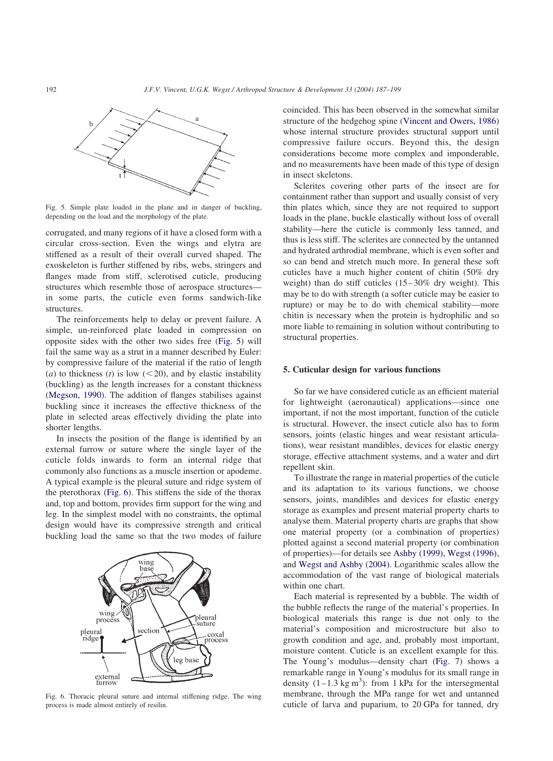Fig. 5. Simple plate loaded in the plane and in danger of buckling, depending on the load and the morphology of the plate.

corrugated, and many regions of it have a closed form with a circular cross-section. Even the wings and elytra are stiffened as a result of their overall curved shaped. The exoskeleton is further stiffened by ribs, webs, stringers and flanges made from stiff, sclerotised cuticle, producing structures which resemble those of aerospace structures—in some parts, the cuticle even forms sandwich-like structures.

The reinforcements help to delay or prevent failure. A simple, un-reinforced plate loaded in compression on opposite sides with the other two sides free (Fig. 5) will fail the same way as a strut in a manner described by Euler: by compressive failure of the material if the ratio of length ($a$) to thickness ($t$) is low ($<20$), and by elastic instability (buckling) as the length increases for a constant thickness (Megson, 1990). The addition of flanges stabilises against buckling since it increases the effective thickness of the plate in selected areas effectively dividing the plate into shorter lengths.

In insects the position of the flange is identified by an external furrow or suture where the single layer of the cuticle folds inwards to form an internal ridge that commonly also functions as a muscle insertion or apodeme. A typical example is the pleural suture and ridge system of the pterothorax (Fig. 6). This stiffens the side of the thorax and, top and bottom, provides firm support for the wing and leg. In the simplest model with no constraints, the optimal design would have its compressive strength and critical buckling load the same so that the two modes of failure coincided. This has been observed in the somewhat similar structure of the hedgehog spine (Vincent and Owers, 1986) whose internal structure provides structural support until compressive failure occurs. Beyond this, the design considerations become more complex and imponderable, and no measurements have been made of this type of design in insect skeletons.

Fig. 6. Thoracic pleural suture and internal stiffening ridge. The wing process is made almost entirely of resilin.

Sclerites covering other parts of the insect are for containment rather than support and usually consist of very thin plates which, since they are not required to support loads in the plane, buckle elastically without loss of overall stability—here the cuticle is commonly less tanned, and thus is less stiff. The sclerites are connected by the untanned and hydrated arthrodial membrane, which is even softer and so can bend and stretch much more. In general these soft cuticles have a much higher content of chitin (50% dry weight) than do stiff cuticles (15–30% dry weight). This may be to do with strength (a softer cuticle may be easier to rupture) or may be to do with chemical stability—more chitin is necessary when the protein is hydrophilic and so more liable to remaining in solution without contributing to structural properties.

## 5. Cuticular design for various functions

So far we have considered cuticle as an efficient material for lightweight (aeronautical) applications—since one important, if not the most important, function of the cuticle is structural. However, the insect cuticle also has to form sensors, joints (elastic hinges and wear resistant articulations), wear resistant mandibles, devices for elastic energy storage, effective attachment systems, and a water and dirt repellent skin.

To illustrate the range in material properties of the cuticle and its adaptation to its various functions, we choose sensors, joints, mandibles and devices for elastic energy storage as examples and present material property charts to analyse them. Material property charts are graphs that show one material property (or a combination of properties) plotted against a second material property (or combination of properties)—for details see Ashby (1999), Wegst (1996), and Wegst and Ashby (2004). Logarithmic scales allow the accommodation of the vast range of biological materials within one chart.

Each material is represented by a bubble. The width of the bubble reflects the range of the material's properties. In biological materials this range is due not only to the material's composition and microstructure but also to growth condition and age, and, probably most important, moisture content. Cuticle is an excellent example for this. The Young's modulus—density chart (Fig. 7) shows a remarkable range in Young's modulus for its small range in density ($1–1.3\ \mathrm{kg\ m^3}$): from 1 kPa for the intersegmental membrane, through the MPa range for wet and untanned cuticle of larva and puparium, to 20 GPa for tanned, dry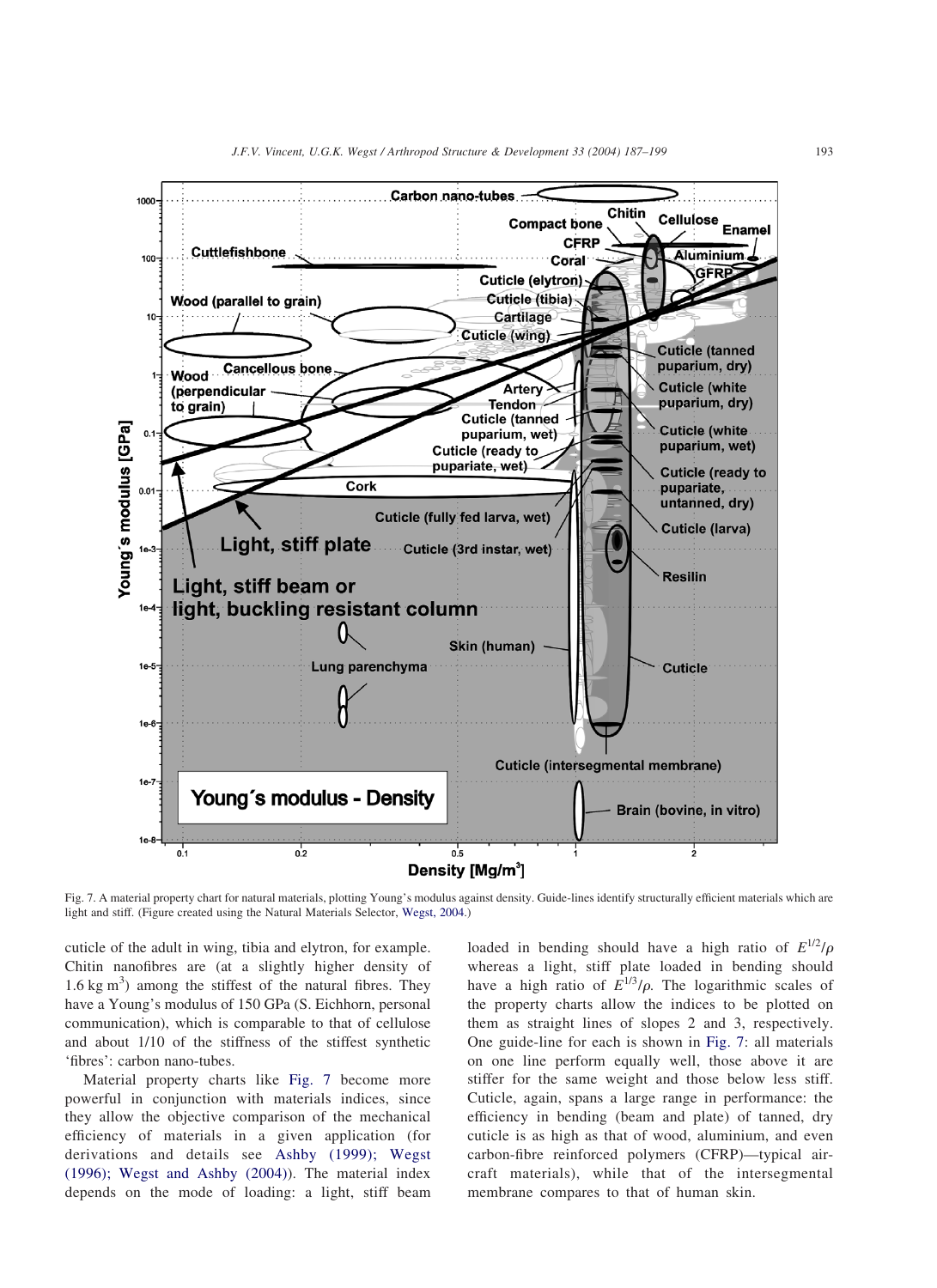Fig. 7. A material property chart for natural materials, plotting Young's modulus against density. Guide-lines identify structurally efficient materials which are light and stiff. (Figure created using the Natural Materials Selector, Wegst, 2004.)

cuticle of the adult in wing, tibia and elytron, for example. Chitin nanofibres are (at a slightly higher density of 1.6 kg m$^3$) among the stiffest of the natural fibres. They have a Young's modulus of 150 GPa (S. Eichhorn, personal communication), which is comparable to that of cellulose and about 1/10 of the stiffness of the stiffest synthetic 'fibres': carbon nano-tubes.

Material property charts like Fig. 7 become more powerful in conjunction with materials indices, since they allow the objective comparison of the mechanical efficiency of materials in a given application (for derivations and details see Ashby (1999); Wegst (1996); Wegst and Ashby (2004)). The material index depends on the mode of loading: a light, stiff beam loaded in bending should have a high ratio of $E^{1/2}/\rho$ whereas a light, stiff plate loaded in bending should have a high ratio of $E^{1/3}/\rho$. The logarithmic scales of the property charts allow the indices to be plotted on them as straight lines of slopes 2 and 3, respectively. One guide-line for each is shown in Fig. 7: all materials on one line perform equally well, those above it are stiffer for the same weight and those below less stiff. Cuticle, again, spans a large range in performance: the efficiency in bending (beam and plate) of tanned, dry cuticle is as high as that of wood, aluminium, and even carbon-fibre reinforced polymers (CFRP)—typical aircraft materials), while that of the intersegmental membrane compares to that of human skin.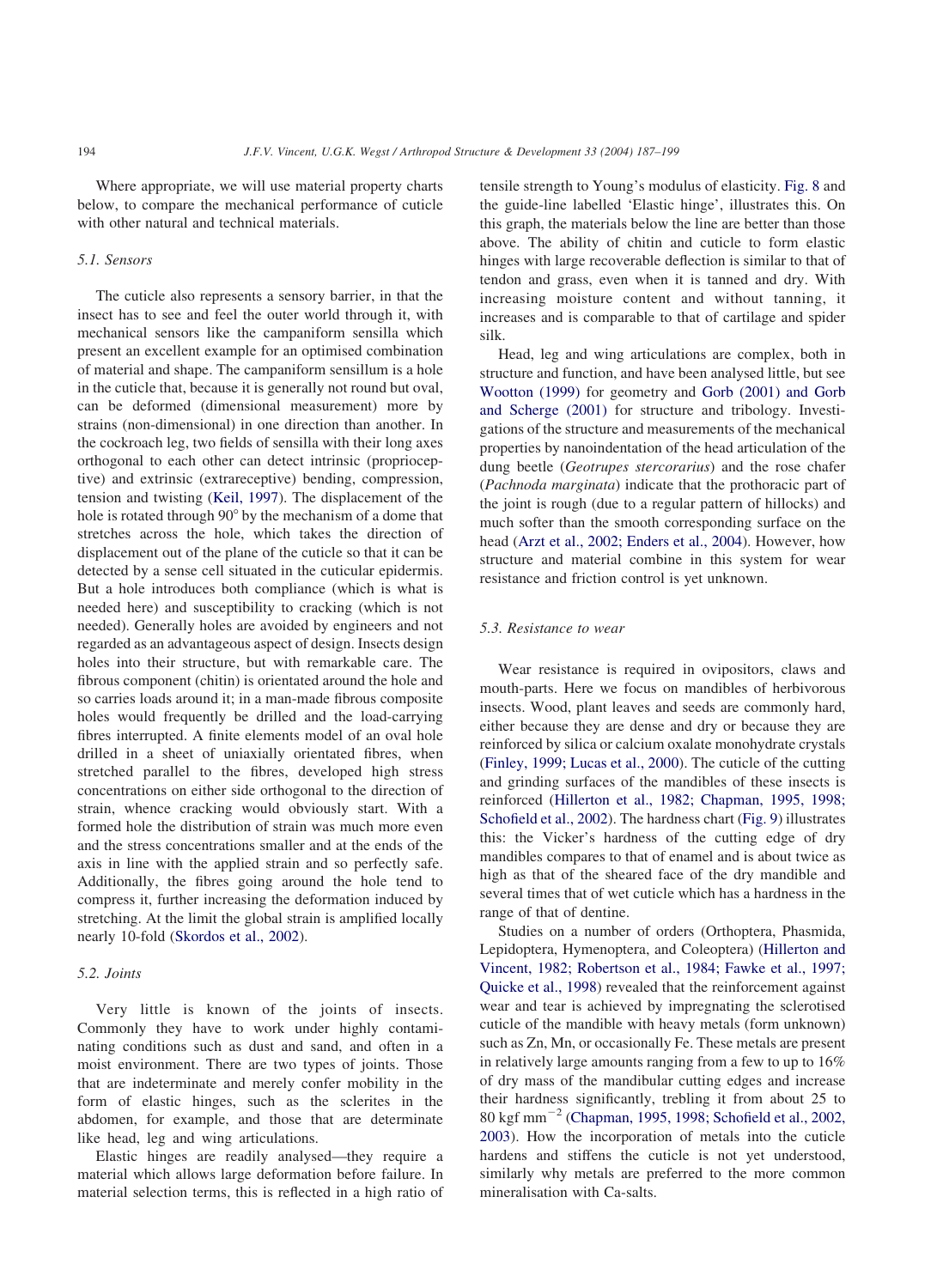Where appropriate, we will use material property charts below, to compare the mechanical performance of cuticle with other natural and technical materials.

### 5.1. Sensors

The cuticle also represents a sensory barrier, in that the insect has to see and feel the outer world through it, with mechanical sensors like the campaniform sensilla which present an excellent example for an optimised combination of material and shape. The campaniform sensillum is a hole in the cuticle that, because it is generally not round but oval, can be deformed (dimensional measurement) more by strains (non-dimensional) in one direction than another. In the cockroach leg, two fields of sensilla with their long axes orthogonal to each other can detect intrinsic (proprioceptive) and extrinsic (extrareceptive) bending, compression, tension and twisting (Keil, 1997). The displacement of the hole is rotated through 90° by the mechanism of a dome that stretches across the hole, which takes the direction of displacement out of the plane of the cuticle so that it can be detected by a sense cell situated in the cuticular epidermis. But a hole introduces both compliance (which is what is needed here) and susceptibility to cracking (which is not needed). Generally holes are avoided by engineers and not regarded as an advantageous aspect of design. Insects design holes into their structure, but with remarkable care. The fibrous component (chitin) is orientated around the hole and so carries loads around it; in a man-made fibrous composite holes would frequently be drilled and the load-carrying fibres interrupted. A finite elements model of an oval hole drilled in a sheet of uniaxially orientated fibres, when stretched parallel to the fibres, developed high stress concentrations on either side orthogonal to the direction of strain, whence cracking would obviously start. With a formed hole the distribution of strain was much more even and the stress concentrations smaller and at the ends of the axis in line with the applied strain and so perfectly safe. Additionally, the fibres going around the hole tend to compress it, further increasing the deformation induced by stretching. At the limit the global strain is amplified locally nearly 10-fold (Skordos et al., 2002).

### 5.2. Joints

Very little is known of the joints of insects. Commonly they have to work under highly contaminating conditions such as dust and sand, and often in a moist environment. There are two types of joints. Those that are indeterminate and merely confer mobility in the form of elastic hinges, such as the sclerites in the abdomen, for example, and those that are determinate like head, leg and wing articulations.

Elastic hinges are readily analysed—they require a material which allows large deformation before failure. In material selection terms, this is reflected in a high ratio of tensile strength to Young's modulus of elasticity. Fig. 8 and the guide-line labelled 'Elastic hinge', illustrates this. On this graph, the materials below the line are better than those above. The ability of chitin and cuticle to form elastic hinges with large recoverable deflection is similar to that of tendon and grass, even when it is tanned and dry. With increasing moisture content and without tanning, it increases and is comparable to that of cartilage and spider silk.

Head, leg and wing articulations are complex, both in structure and function, and have been analysed little, but see Wootton (1999) for geometry and Gorb (2001) and Gorb and Scherge (2001) for structure and tribology. Investigations of the structure and measurements of the mechanical properties by nanoindentation of the head articulation of the dung beetle (*Geotrupes stercorarius*) and the rose chafer (*Pachnoda marginata*) indicate that the prothoracic part of the joint is rough (due to a regular pattern of hillocks) and much softer than the smooth corresponding surface on the head (Arzt et al., 2002; Enders et al., 2004). However, how structure and material combine in this system for wear resistance and friction control is yet unknown.

### 5.3. Resistance to wear

Wear resistance is required in ovipositors, claws and mouth-parts. Here we focus on mandibles of herbivorous insects. Wood, plant leaves and seeds are commonly hard, either because they are dense and dry or because they are reinforced by silica or calcium oxalate monohydrate crystals (Finley, 1999; Lucas et al., 2000). The cuticle of the cutting and grinding surfaces of the mandibles of these insects is reinforced (Hillerton et al., 1982; Chapman, 1995, 1998; Schofield et al., 2002). The hardness chart (Fig. 9) illustrates this: the Vicker's hardness of the cutting edge of dry mandibles compares to that of enamel and is about twice as high as that of the sheared face of the dry mandible and several times that of wet cuticle which has a hardness in the range of that of dentine.

Studies on a number of orders (Orthoptera, Phasmida, Lepidoptera, Hymenoptera, and Coleoptera) (Hillerton and Vincent, 1982; Robertson et al., 1984; Fawke et al., 1997; Quicke et al., 1998) revealed that the reinforcement against wear and tear is achieved by impregnating the sclerotised cuticle of the mandible with heavy metals (form unknown) such as Zn, Mn, or occasionally Fe. These metals are present in relatively large amounts ranging from a few to up to 16% of dry mass of the mandibular cutting edges and increase their hardness significantly, trebling it from about 25 to 80 kgf $mm^{-2}$ (Chapman, 1995, 1998; Schofield et al., 2002, 2003). How the incorporation of metals into the cuticle hardens and stiffens the cuticle is not yet understood, similarly why metals are preferred to the more common mineralisation with Ca-salts.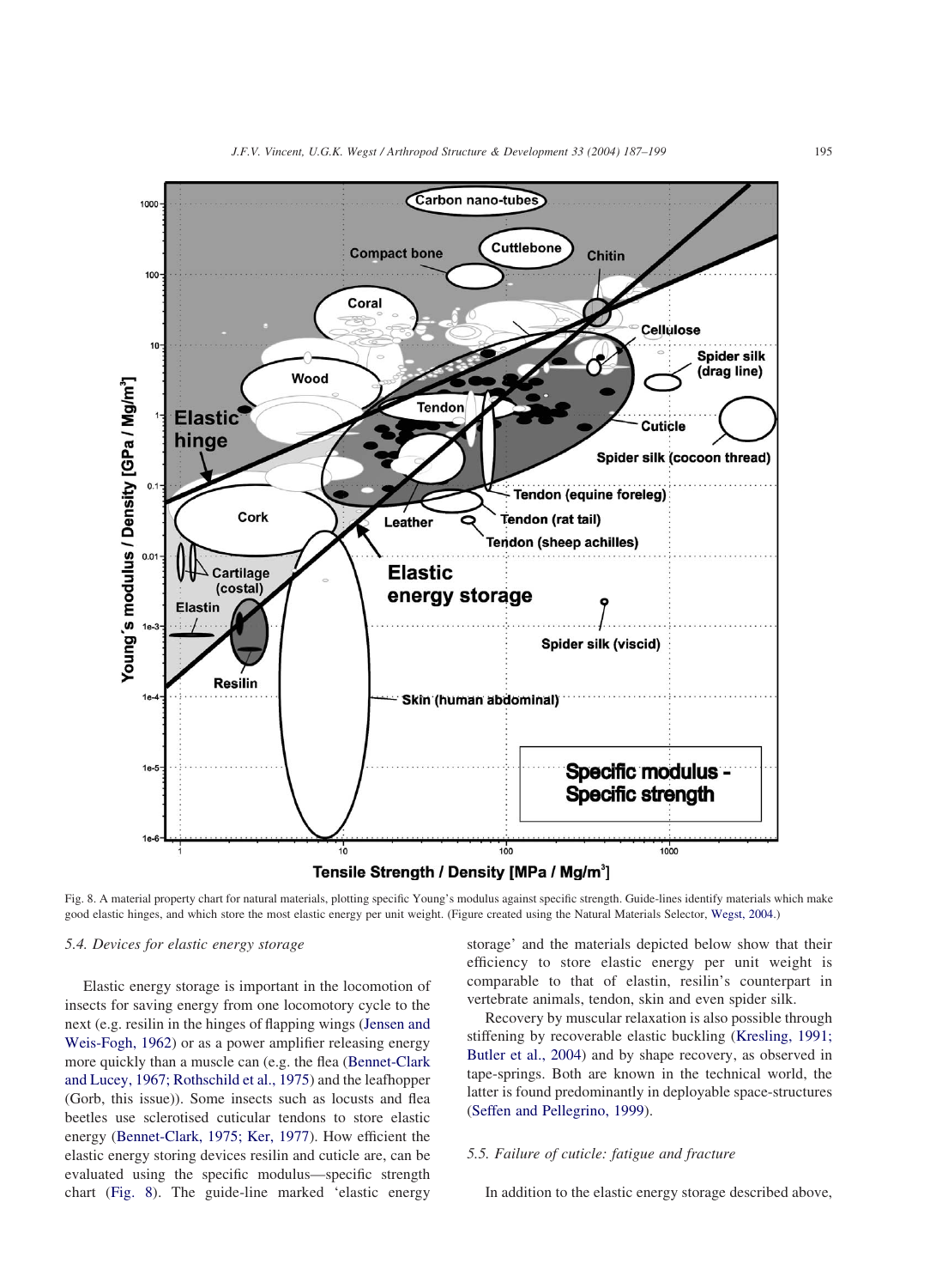Fig. 8. A material property chart for natural materials, plotting specific Young's modulus against specific strength. Guide-lines identify materials which make good elastic hinges, and which store the most elastic energy per unit weight. (Figure created using the Natural Materials Selector, Wegst, 2004.)

### 5.4. Devices for elastic energy storage

Elastic energy storage is important in the locomotion of insects for saving energy from one locomotory cycle to the next (e.g. resilin in the hinges of flapping wings (Jensen and Weis-Fogh, 1962) or as a power amplifier releasing energy more quickly than a muscle can (e.g. the flea (Bennet-Clark and Lucey, 1967; Rothschild et al., 1975) and the leafhopper (Gorb, this issue)). Some insects such as locusts and flea beetles use sclerotised cuticular tendons to store elastic energy (Bennet-Clark, 1975; Ker, 1977). How efficient the elastic energy storing devices resilin and cuticle are, can be evaluated using the specific modulus—specific strength chart (Fig. 8). The guide-line marked 'elastic energy storage' and the materials depicted below show that their efficiency to store elastic energy per unit weight is comparable to that of elastin, resilin's counterpart in vertebrate animals, tendon, skin and even spider silk.

Recovery by muscular relaxation is also possible through stiffening by recoverable elastic buckling (Kresling, 1991; Butler et al., 2004) and by shape recovery, as observed in tape-springs. Both are known in the technical world, the latter is found predominantly in deployable space-structures (Seffen and Pellegrino, 1999).

### 5.5. Failure of cuticle: fatigue and fracture

In addition to the elastic energy storage described above,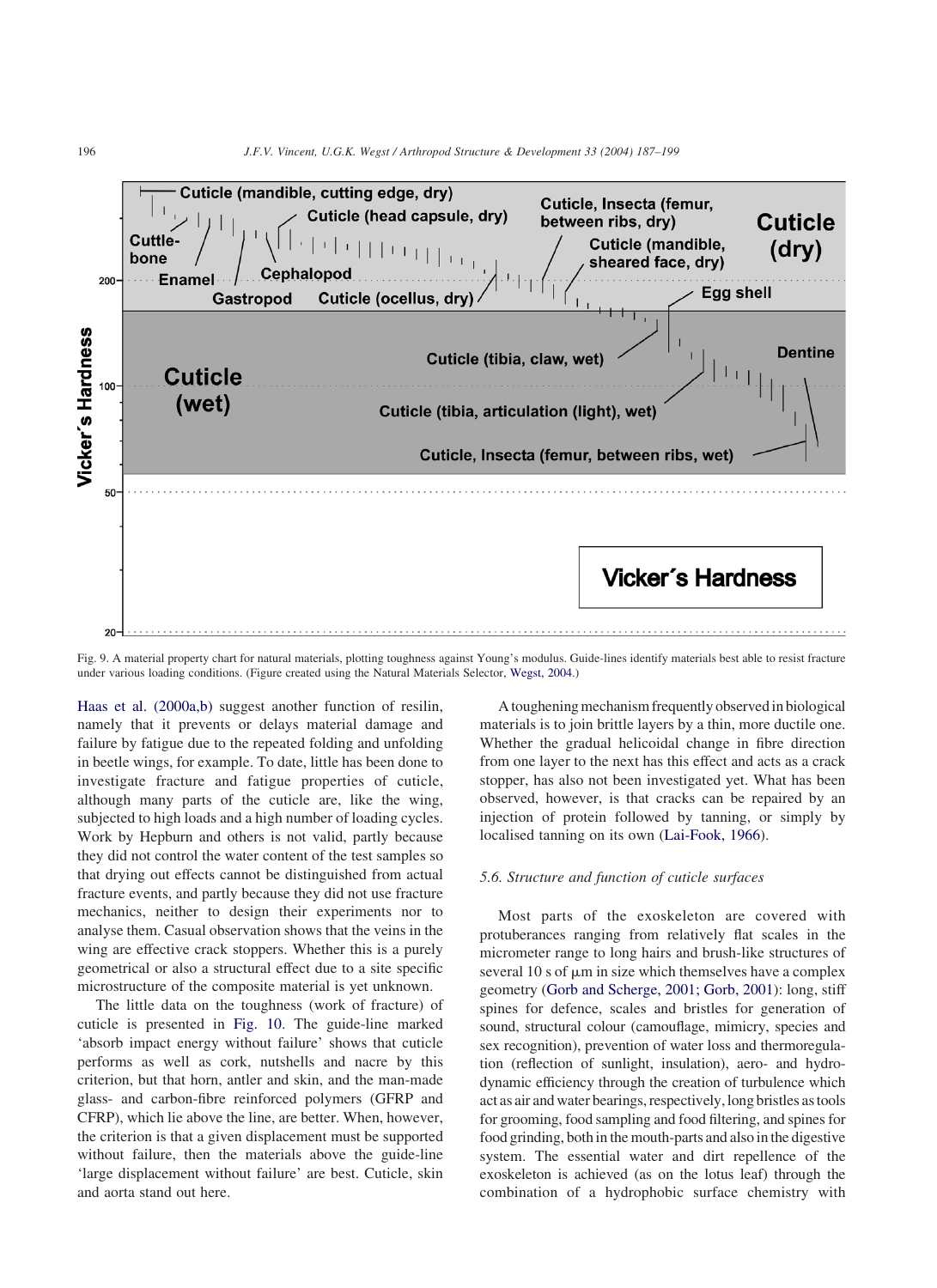Cuticle (mandible, cutting edge, dry)

Cuticle (head capsule, dry)

Cuticle, Insecta (femur, between ribs, dry)

Cuticle (dry)

Cuttle-bone

Cuticle (mandible, sheared face, dry)

Enamel

Cephalopod

Egg shell

Gastropod

Cuticle (ocellus, dry)

Cuticle (tibia, claw, wet)

Dentine

Cuticle (wet)

Cuticle (tibia, articulation (light), wet)

Cuticle, Insecta (femur, between ribs, wet)

Vicker's Hardness

200

100

50

20

Vicker's Hardness

Fig. 9. A material property chart for natural materials, plotting toughness against Young's modulus. Guide-lines identify materials best able to resist fracture under various loading conditions. (Figure created using the Natural Materials Selector, Wegst, 2004.)

Haas et al. (2000a,b) suggest another function of resilin, namely that it prevents or delays material damage and failure by fatigue due to the repeated folding and unfolding in beetle wings, for example. To date, little has been done to investigate fracture and fatigue properties of cuticle, although many parts of the cuticle are, like the wing, subjected to high loads and a high number of loading cycles. Work by Hepburn and others is not valid, partly because they did not control the water content of the test samples so that drying out effects cannot be distinguished from actual fracture events, and partly because they did not use fracture mechanics, neither to design their experiments nor to analyse them. Casual observation shows that the veins in the wing are effective crack stoppers. Whether this is a purely geometrical or also a structural effect due to a site specific microstructure of the composite material is yet unknown.

The little data on the toughness (work of fracture) of cuticle is presented in Fig. 10. The guide-line marked 'absorb impact energy without failure' shows that cuticle performs as well as cork, nutshells and nacre by this criterion, but that horn, antler and skin, and the man-made glass- and carbon-fibre reinforced polymers (GFRP and CFRP), which lie above the line, are better. When, however, the criterion is that a given displacement must be supported without failure, then the materials above the guide-line 'large displacement without failure' are best. Cuticle, skin and aorta stand out here.

A toughening mechanism frequently observed in biological materials is to join brittle layers by a thin, more ductile one. Whether the gradual helicoidal change in fibre direction from one layer to the next has this effect and acts as a crack stopper, has also not been investigated yet. What has been observed, however, is that cracks can be repaired by an injection of protein followed by tanning, or simply by localised tanning on its own (Lai-Fook, 1966).

### 5.6. Structure and function of cuticle surfaces

Most parts of the exoskeleton are covered with protuberances ranging from relatively flat scales in the micrometer range to long hairs and brush-like structures of several 10 s of μm in size which themselves have a complex geometry (Gorb and Scherge, 2001; Gorb, 2001): long, stiff spines for defence, scales and bristles for generation of sound, structural colour (camouflage, mimicry, species and sex recognition), prevention of water loss and thermoregulation (reflection of sunlight, insulation), aero- and hydrodynamic efficiency through the creation of turbulence which act as air and water bearings, respectively, long bristles as tools for grooming, food sampling and food filtering, and spines for food grinding, both in the mouth-parts and also in the digestive system. The essential water and dirt repellence of the exoskeleton is achieved (as on the lotus leaf) through the combination of a hydrophobic surface chemistry with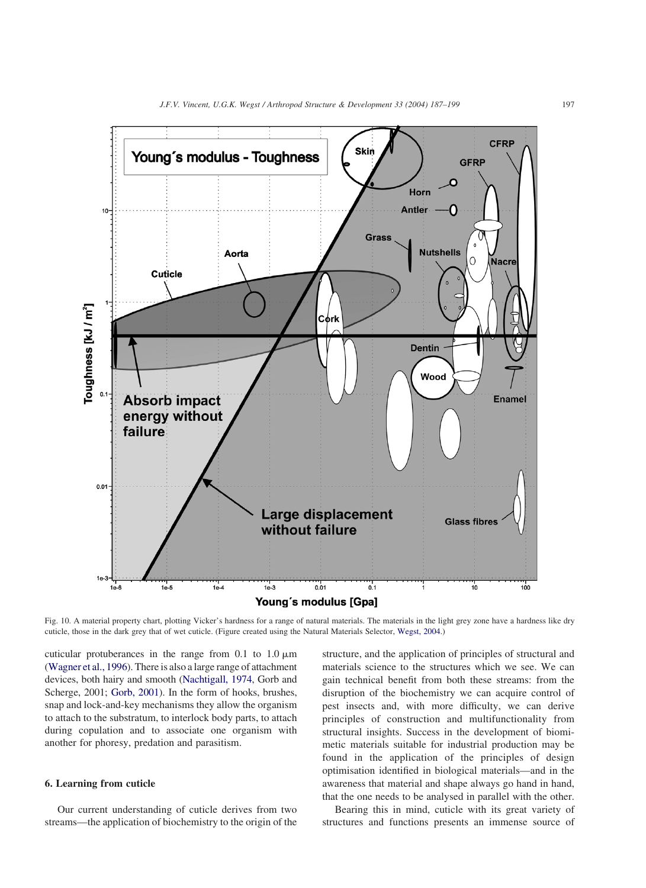Fig. 10. A material property chart, plotting Vicker's hardness for a range of natural materials. The materials in the light grey zone have a hardness like dry cuticle, those in the dark grey that of wet cuticle. (Figure created using the Natural Materials Selector, Wegst, 2004.)

cuticular protuberances in the range from 0.1 to 1.0 μm (Wagner et al., 1996). There is also a large range of attachment devices, both hairy and smooth (Nachtigall, 1974, Gorb and Scherge, 2001; Gorb, 2001). In the form of hooks, brushes, snap and lock-and-key mechanisms they allow the organism to attach to the substratum, to interlock body parts, to attach during copulation and to associate one organism with another for phoresy, predation and parasitism.

## 6. Learning from cuticle

Our current understanding of cuticle derives from two streams—the application of biochemistry to the origin of the structure, and the application of principles of structural and materials science to the structures which we see. We can gain technical benefit from both these streams: from the disruption of the biochemistry we can acquire control of pest insects and, with more difficulty, we can derive principles of construction and multifunctionality from structural insights. Success in the development of biomimetic materials suitable for industrial production may be found in the application of the principles of design optimisation identified in biological materials—and in the awareness that material and shape always go hand in hand, that the one needs to be analysed in parallel with the other.

Bearing this in mind, cuticle with its great variety of structures and functions presents an immense source of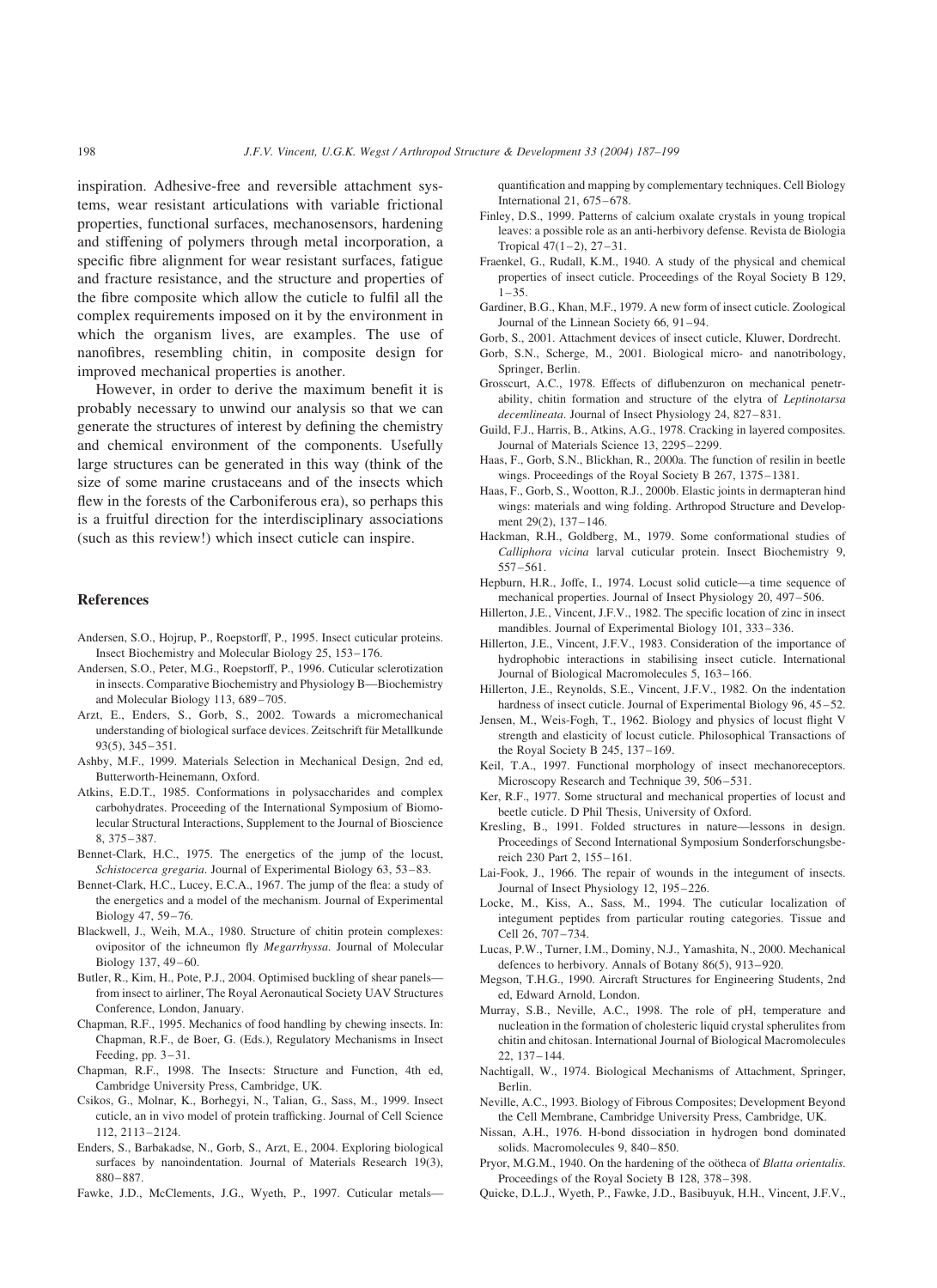inspiration. Adhesive-free and reversible attachment systems, wear resistant articulations with variable frictional properties, functional surfaces, mechanosensors, hardening and stiffening of polymers through metal incorporation, a specific fibre alignment for wear resistant surfaces, fatigue and fracture resistance, and the structure and properties of the fibre composite which allow the cuticle to fulfil all the complex requirements imposed on it by the environment in which the organism lives, are examples. The use of nanofibres, resembling chitin, in composite design for improved mechanical properties is another.

However, in order to derive the maximum benefit it is probably necessary to unwind our analysis so that we can generate the structures of interest by defining the chemistry and chemical environment of the components. Usefully large structures can be generated in this way (think of the size of some marine crustaceans and of the insects which flew in the forests of the Carboniferous era), so perhaps this is a fruitful direction for the interdisciplinary associations (such as this review!) which insect cuticle can inspire.

## References

Andersen, S.O., Hojrup, P., Roepstorff, P., 1995. Insect cuticular proteins. Insect Biochemistry and Molecular Biology 25, 153–176.

Andersen, S.O., Peter, M.G., Roepstorff, P., 1996. Cuticular sclerotization in insects. Comparative Biochemistry and Physiology B—Biochemistry and Molecular Biology 113, 689–705.

Arzt, E., Enders, S., Gorb, S., 2002. Towards a micromechanical understanding of biological surface devices. Zeitschrift für Metallkunde 93(5), 345–351.

Ashby, M.F., 1999. Materials Selection in Mechanical Design, 2nd ed, Butterworth-Heinemann, Oxford.

Atkins, E.D.T., 1985. Conformations in polysaccharides and complex carbohydrates. Proceeding of the International Symposium of Biomolecular Structural Interactions, Supplement to the Journal of Bioscience 8, 375–387.

Bennet-Clark, H.C., 1975. The energetics of the jump of the locust, *Schistocerca gregaria*. Journal of Experimental Biology 63, 53–83.

Bennet-Clark, H.C., Lucey, E.C.A., 1967. The jump of the flea: a study of the energetics and a model of the mechanism. Journal of Experimental Biology 47, 59–76.

Blackwell, J., Weih, M.A., 1980. Structure of chitin protein complexes: ovipositor of the ichneumon fly *Megarrhyssa*. Journal of Molecular Biology 137, 49–60.

Butler, R., Kim, H., Pote, P.J., 2004. Optimised buckling of shear panels—from insect to airliner, The Royal Aeronautical Society UAV Structures Conference, London, January.

Chapman, R.F., 1995. Mechanics of food handling by chewing insects. In: Chapman, R.F., de Boer, G. (Eds.), Regulatory Mechanisms in Insect Feeding, pp. 3–31.

Chapman, R.F., 1998. The Insects: Structure and Function, 4th ed, Cambridge University Press, Cambridge, UK.

Csikos, G., Molnar, K., Borhegyi, N., Talian, G., Sass, M., 1999. Insect cuticle, an in vivo model of protein trafficking. Journal of Cell Science 112, 2113–2124.

Enders, S., Barbakadse, N., Gorb, S., Arzt, E., 2004. Exploring biological surfaces by nanoindentation. Journal of Materials Research 19(3), 880–887.

Fawke, J.D., McClements, J.G., Wyeth, P., 1997. Cuticular metals—quantification and mapping by complementary techniques. Cell Biology International 21, 675–678.

Finley, D.S., 1999. Patterns of calcium oxalate crystals in young tropical leaves: a possible role as an anti-herbivory defense. Revista de Biologia Tropical 47(1–2), 27–31.

Fraenkel, G., Rudall, K.M., 1940. A study of the physical and chemical properties of insect cuticle. Proceedings of the Royal Society B 129, 1–35.

Gardiner, B.G., Khan, M.F., 1979. A new form of insect cuticle. Zoological Journal of the Linnean Society 66, 91–94.

Gorb, S., 2001. Attachment devices of insect cuticle, Kluwer, Dordrecht.

Gorb, S.N., Scherge, M., 2001. Biological micro- and nanotribology, Springer, Berlin.

Grosscurt, A.C., 1978. Effects of diflubenzuron on mechanical penetrability, chitin formation and structure of the elytra of *Leptinotarsa decemlineata*. Journal of Insect Physiology 24, 827–831.

Guild, F.J., Harris, B., Atkins, A.G., 1978. Cracking in layered composites. Journal of Materials Science 13, 2295–2299.

Haas, F., Gorb, S.N., Blickhan, R., 2000a. The function of resilin in beetle wings. Proceedings of the Royal Society B 267, 1375–1381.

Haas, F., Gorb, S., Wootton, R.J., 2000b. Elastic joints in dermapteran hind wings: materials and wing folding. Arthropod Structure and Development 29(2), 137–146.

Hackman, R.H., Goldberg, M., 1979. Some conformational studies of *Calliphora vicina* larval cuticular protein. Insect Biochemistry 9, 557–561.

Hepburn, H.R., Joffe, I., 1974. Locust solid cuticle—a time sequence of mechanical properties. Journal of Insect Physiology 20, 497–506.

Hillerton, J.E., Vincent, J.F.V., 1982. The specific location of zinc in insect mandibles. Journal of Experimental Biology 101, 333–336.

Hillerton, J.E., Vincent, J.F.V., 1983. Consideration of the importance of hydrophobic interactions in stabilising insect cuticle. International Journal of Biological Macromolecules 5, 163–166.

Hillerton, J.E., Reynolds, S.E., Vincent, J.F.V., 1982. On the indentation hardness of insect cuticle. Journal of Experimental Biology 96, 45–52.

Jensen, M., Weis-Fogh, T., 1962. Biology and physics of locust flight V strength and elasticity of locust cuticle. Philosophical Transactions of the Royal Society B 245, 137–169.

Keil, T.A., 1997. Functional morphology of insect mechanoreceptors. Microscopy Research and Technique 39, 506–531.

Ker, R.F., 1977. Some structural and mechanical properties of locust and beetle cuticle. D Phil Thesis, University of Oxford.

Kresling, B., 1991. Folded structures in nature—lessons in design. Proceedings of Second International Symposium Sonderforschungsbereich 230 Part 2, 155–161.

Lai-Fook, J., 1966. The repair of wounds in the integument of insects. Journal of Insect Physiology 12, 195–226.

Locke, M., Kiss, A., Sass, M., 1994. The cuticular localization of integument peptides from particular routing categories. Tissue and Cell 26, 707–734.

Lucas, P.W., Turner, I.M., Dominy, N.J., Yamashita, N., 2000. Mechanical defences to herbivory. Annals of Botany 86(5), 913–920.

Megson, T.H.G., 1990. Aircraft Structures for Engineering Students, 2nd ed, Edward Arnold, London.

Murray, S.B., Neville, A.C., 1998. The role of pH, temperature and nucleation in the formation of cholesteric liquid crystal spherulites from chitin and chitosan. International Journal of Biological Macromolecules 22, 137–144.

Nachtigall, W., 1974. Biological Mechanisms of Attachment, Springer, Berlin.

Neville, A.C., 1993. Biology of Fibrous Composites; Development Beyond the Cell Membrane, Cambridge University Press, Cambridge, UK.

Nissan, A.H., 1976. H-bond dissociation in hydrogen bond dominated solids. Macromolecules 9, 840–850.

Pryor, M.G.M., 1940. On the hardening of the oötheca of *Blatta orientalis*. Proceedings of the Royal Society B 128, 378–398.

Quicke, D.L.J., Wyeth, P., Fawke, J.D., Basibuyuk, H.H., Vincent, J.F.V.,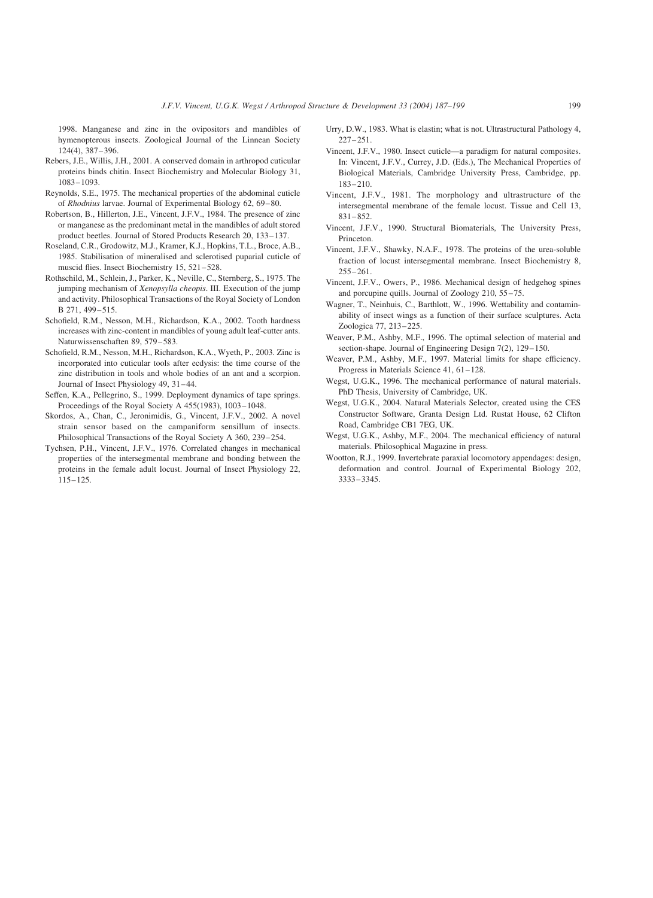1998. Manganese and zinc in the ovipositors and mandibles of hymenopterous insects. Zoological Journal of the Linnean Society 124(4), 387–396.

Rebers, J.E., Willis, J.H., 2001. A conserved domain in arthropod cuticular proteins binds chitin. Insect Biochemistry and Molecular Biology 31, 1083–1093.

Reynolds, S.E., 1975. The mechanical properties of the abdominal cuticle of *Rhodnius* larvae. Journal of Experimental Biology 62, 69–80.

Robertson, B., Hillerton, J.E., Vincent, J.F.V., 1984. The presence of zinc or manganese as the predominant metal in the mandibles of adult stored product beetles. Journal of Stored Products Research 20, 133–137.

Roseland, C.R., Grodowitz, M.J., Kramer, K.J., Hopkins, T.L., Broce, A.B., 1985. Stabilisation of mineralised and sclerotised puparial cuticle of muscid flies. Insect Biochemistry 15, 521–528.

Rothschild, M., Schlein, J., Parker, K., Neville, C., Sternberg, S., 1975. The jumping mechanism of *Xenopsylla cheopis*. III. Execution of the jump and activity. Philosophical Transactions of the Royal Society of London B 271, 499–515.

Schofield, R.M., Nesson, M.H., Richardson, K.A., 2002. Tooth hardness increases with zinc-content in mandibles of young adult leaf-cutter ants. Naturwissenschaften 89, 579–583.

Schofield, R.M., Nesson, M.H., Richardson, K.A., Wyeth, P., 2003. Zinc is incorporated into cuticular tools after ecdysis: the time course of the zinc distribution in tools and whole bodies of an ant and a scorpion. Journal of Insect Physiology 49, 31–44.

Seffen, K.A., Pellegrino, S., 1999. Deployment dynamics of tape springs. Proceedings of the Royal Society A 455(1983), 1003–1048.

Skordos, A., Chan, C., Jeronimidis, G., Vincent, J.F.V., 2002. A novel strain sensor based on the campaniform sensillum of insects. Philosophical Transactions of the Royal Society A 360, 239–254.

Tychsen, P.H., Vincent, J.F.V., 1976. Correlated changes in mechanical properties of the intersegmental membrane and bonding between the proteins in the female adult locust. Journal of Insect Physiology 22, 115–125.

Urry, D.W., 1983. What is elastin; what is not. Ultrastructural Pathology 4, 227–251.

Vincent, J.F.V., 1980. Insect cuticle—a paradigm for natural composites. In: Vincent, J.F.V., Currey, J.D. (Eds.), The Mechanical Properties of Biological Materials, Cambridge University Press, Cambridge, pp. 183–210.

Vincent, J.F.V., 1981. The morphology and ultrastructure of the intersegmental membrane of the female locust. Tissue and Cell 13, 831–852.

Vincent, J.F.V., 1990. Structural Biomaterials, The University Press, Princeton.

Vincent, J.F.V., Shawky, N.A.F., 1978. The proteins of the urea-soluble fraction of locust intersegmental membrane. Insect Biochemistry 8, 255–261.

Vincent, J.F.V., Owers, P., 1986. Mechanical design of hedgehog spines and porcupine quills. Journal of Zoology 210, 55–75.

Wagner, T., Neinhuis, C., Barthlott, W., 1996. Wettability and contaminability of insect wings as a function of their surface sculptures. Acta Zoologica 77, 213–225.

Weaver, P.M., Ashby, M.F., 1996. The optimal selection of material and section-shape. Journal of Engineering Design 7(2), 129–150.

Weaver, P.M., Ashby, M.F., 1997. Material limits for shape efficiency. Progress in Materials Science 41, 61–128.

Wegst, U.G.K., 1996. The mechanical performance of natural materials. PhD Thesis, University of Cambridge, UK.

Wegst, U.G.K., 2004. Natural Materials Selector, created using the CES Constructor Software, Granta Design Ltd. Rustat House, 62 Clifton Road, Cambridge CB1 7EG, UK.

Wegst, U.G.K., Ashby, M.F., 2004. The mechanical efficiency of natural materials. Philosophical Magazine in press.

Wootton, R.J., 1999. Invertebrate paraxial locomotory appendages: design, deformation and control. Journal of Experimental Biology 202, 3333–3345.